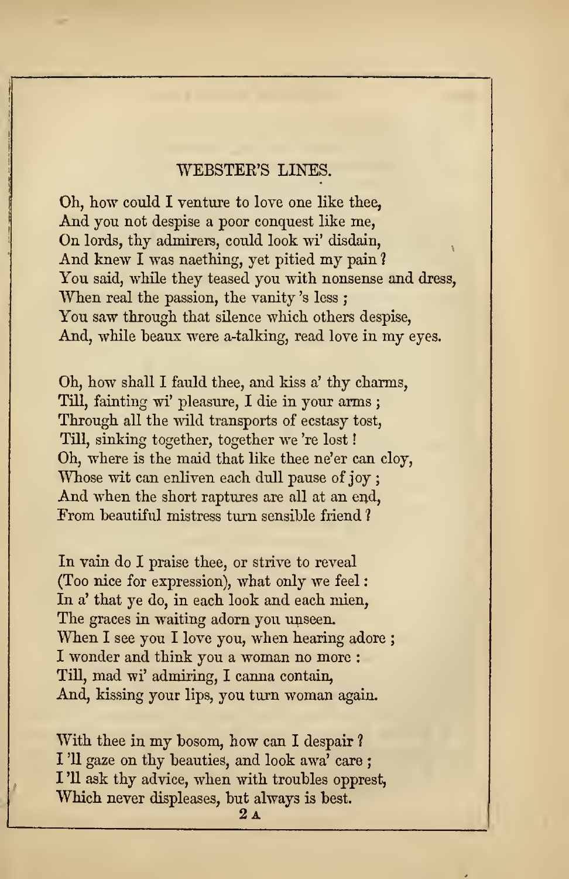## WEBSTER'S LINES.

Oh, how could I venture to love one like thee,
And you not despise a poor conquest like me,
On lords, thy admirers, could look wi' disdain,
And knew I was naething, yet pitied my pain?
You said, while they teased you with nonsense and dress,
When real the passion, the vanity 's less;
You saw through that silence which others despise,
And, while beaux were a-talking, read love in my eyes.

Oh, how shall I fauld thee, and kiss a' thy charms,
Till, fainting wi' pleasure, I die in your arms;
Through all the wild transports of ecstasy tost,
Till, sinking together, together we 're lost!
Oh, where is the maid that like thee ne'er can cloy,
Whose wit can enliven each dull pause of joy;
And when the short raptures are all at an end,
From beautiful mistress turn sensible friend?

In vain do I praise thee, or strive to reveal
(Too nice for expression), what only we feel:
In a' that ye do, in each look and each mien,
The graces in waiting adorn you unseen.
When I see you I love you, when hearing adore;
I wonder and think you a woman no more:
Till, mad wi' admiring, I canna contain,
And, kissing your lips, you turn woman again.

With thee in my bosom, how can I despair?
I 'll gaze on thy beauties, and look awa' care;
I 'll ask thy advice, when with troubles opprest,
Which never displeases, but always is best.

2 A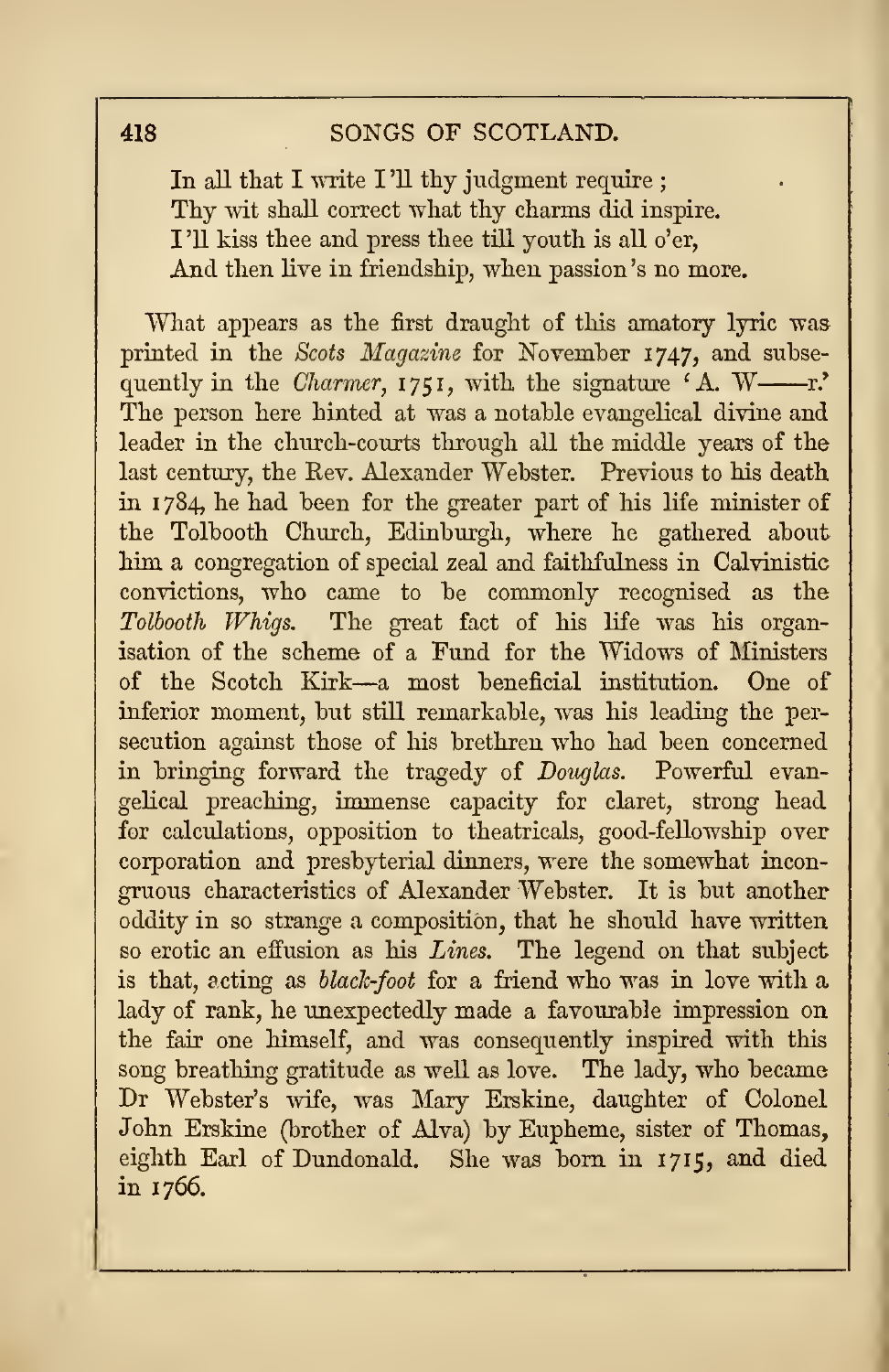In all that I write I'll thy judgment require;
Thy wit shall correct what thy charms did inspire.
I'll kiss thee and press thee till youth is all o'er,
And then live in friendship, when passion's no more.

What appears as the first draught of this amatory lyric was printed in the *Scots Magazine* for November 1747, and subsequently in the *Charmer*, 1751, with the signature 'A. W——r.' The person here hinted at was a notable evangelical divine and leader in the church-courts through all the middle years of the last century, the Rev. Alexander Webster. Previous to his death in 1784, he had been for the greater part of his life minister of the Tolbooth Church, Edinburgh, where he gathered about him a congregation of special zeal and faithfulness in Calvinistic convictions, who came to be commonly recognised as the *Tolbooth Whigs*. The great fact of his life was his organisation of the scheme of a Fund for the Widows of Ministers of the Scotch Kirk—a most beneficial institution. One of inferior moment, but still remarkable, was his leading the persecution against those of his brethren who had been concerned in bringing forward the tragedy of *Douglas*. Powerful evangelical preaching, immense capacity for claret, strong head for calculations, opposition to theatricals, good-fellowship over corporation and presbyterial dinners, were the somewhat incongruous characteristics of Alexander Webster. It is but another oddity in so strange a composition, that he should have written so erotic an effusion as his *Lines*. The legend on that subject is that, acting as *black-foot* for a friend who was in love with a lady of rank, he unexpectedly made a favourable impression on the fair one himself, and was consequently inspired with this song breathing gratitude as well as love. The lady, who became Dr Webster's wife, was Mary Erskine, daughter of Colonel John Erskine (brother of Alva) by Eupheme, sister of Thomas, eighth Earl of Dundonald. She was born in 1715, and died in 1766.